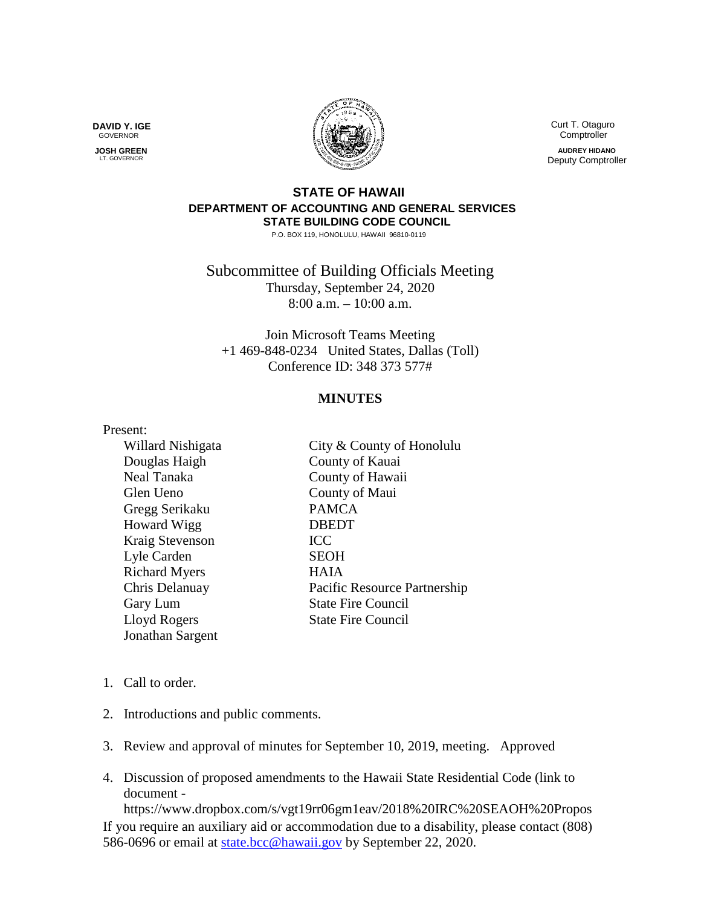**DAVID Y. IGE**
GOVERNOR

**JOSH GREEN**
LT. GOVERNOR

Curt T. Otaguro
Comptroller

**AUDREY HIDANO**
Deputy Comptroller

## STATE OF HAWAII
### DEPARTMENT OF ACCOUNTING AND GENERAL SERVICES
### STATE BUILDING CODE COUNCIL

P.O. BOX 119, HONOLULU, HAWAII 96810-0119

Subcommittee of Building Officials Meeting
Thursday, September 24, 2020
8:00 a.m. – 10:00 a.m.

Join Microsoft Teams Meeting
+1 469-848-0234 United States, Dallas (Toll)
Conference ID: 348 373 577#

## MINUTES

Present:

| | |
|---|---|
| Willard Nishigata | City & County of Honolulu |
| Douglas Haigh | County of Kauai |
| Neal Tanaka | County of Hawaii |
| Glen Ueno | County of Maui |
| Gregg Serikaku | PAMCA |
| Howard Wigg | DBEDT |
| Kraig Stevenson | ICC |
| Lyle Carden | SEOH |
| Richard Myers | HAIA |
| Chris Delanuay | Pacific Resource Partnership |
| Gary Lum | State Fire Council |
| Lloyd Rogers | State Fire Council |
| Jonathan Sargent | |

1. Call to order.

2. Introductions and public comments.

3. Review and approval of minutes for September 10, 2019, meeting. Approved

4. Discussion of proposed amendments to the Hawaii State Residential Code (link to document - https://www.dropbox.com/s/vgt19rr06gm1eav/2018%20IRC%20SEAOH%20Propos

If you require an auxiliary aid or accommodation due to a disability, please contact (808) 586-0696 or email at state.bcc@hawaii.gov by September 22, 2020.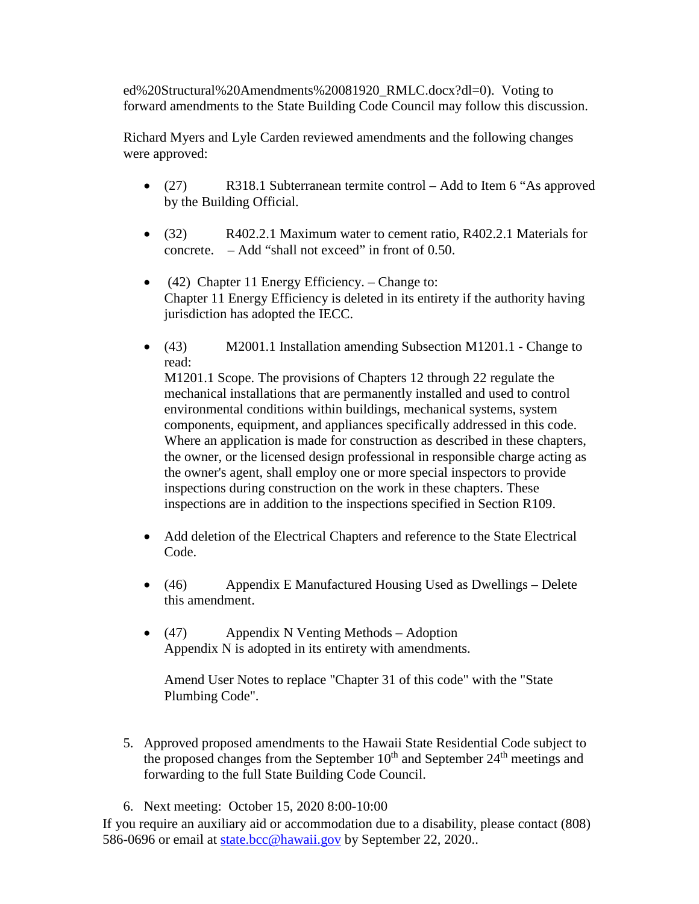ed%20Structural%20Amendments%20081920_RMLC.docx?dl=0). Voting to forward amendments to the State Building Code Council may follow this discussion.

Richard Myers and Lyle Carden reviewed amendments and the following changes were approved:

- (27) R318.1 Subterranean termite control – Add to Item 6 "As approved by the Building Official.

- (32) R402.2.1 Maximum water to cement ratio, R402.2.1 Materials for concrete. – Add "shall not exceed" in front of 0.50.

- (42) Chapter 11 Energy Efficiency. – Change to:
  Chapter 11 Energy Efficiency is deleted in its entirety if the authority having jurisdiction has adopted the IECC.

- (43) M2001.1 Installation amending Subsection M1201.1 - Change to read:
  M1201.1 Scope. The provisions of Chapters 12 through 22 regulate the mechanical installations that are permanently installed and used to control environmental conditions within buildings, mechanical systems, system components, equipment, and appliances specifically addressed in this code. Where an application is made for construction as described in these chapters, the owner, or the licensed design professional in responsible charge acting as the owner's agent, shall employ one or more special inspectors to provide inspections during construction on the work in these chapters. These inspections are in addition to the inspections specified in Section R109.

- Add deletion of the Electrical Chapters and reference to the State Electrical Code.

- (46) Appendix E Manufactured Housing Used as Dwellings – Delete this amendment.

- (47) Appendix N Venting Methods – Adoption
  Appendix N is adopted in its entirety with amendments.

  Amend User Notes to replace "Chapter 31 of this code" with the "State Plumbing Code".

5. Approved proposed amendments to the Hawaii State Residential Code subject to the proposed changes from the September 10th and September 24th meetings and forwarding to the full State Building Code Council.

6. Next meeting: October 15, 2020 8:00-10:00

If you require an auxiliary aid or accommodation due to a disability, please contact (808) 586-0696 or email at state.bcc@hawaii.gov by September 22, 2020..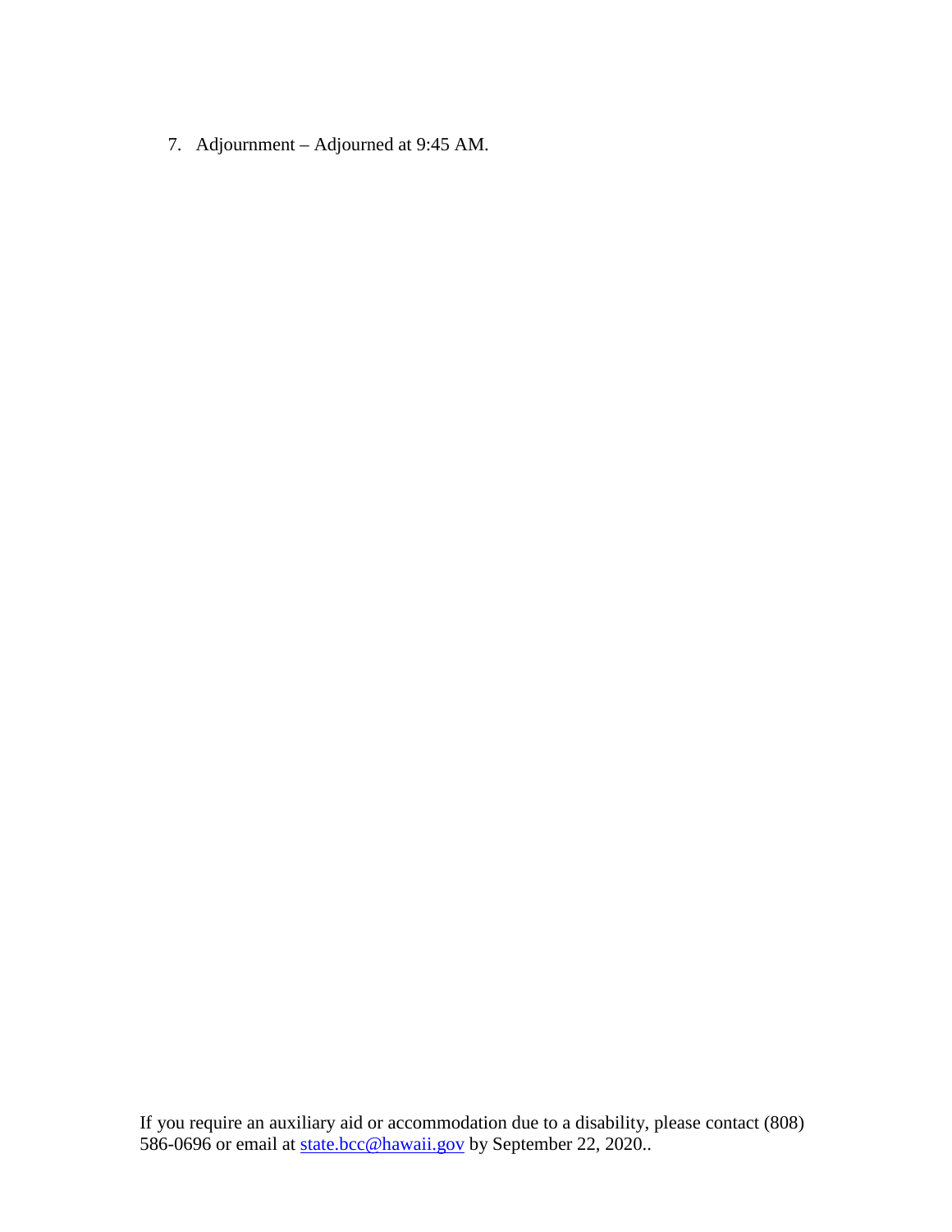7. Adjournment – Adjourned at 9:45 AM.

If you require an auxiliary aid or accommodation due to a disability, please contact (808) 586-0696 or email at state.bcc@hawaii.gov by September 22, 2020..